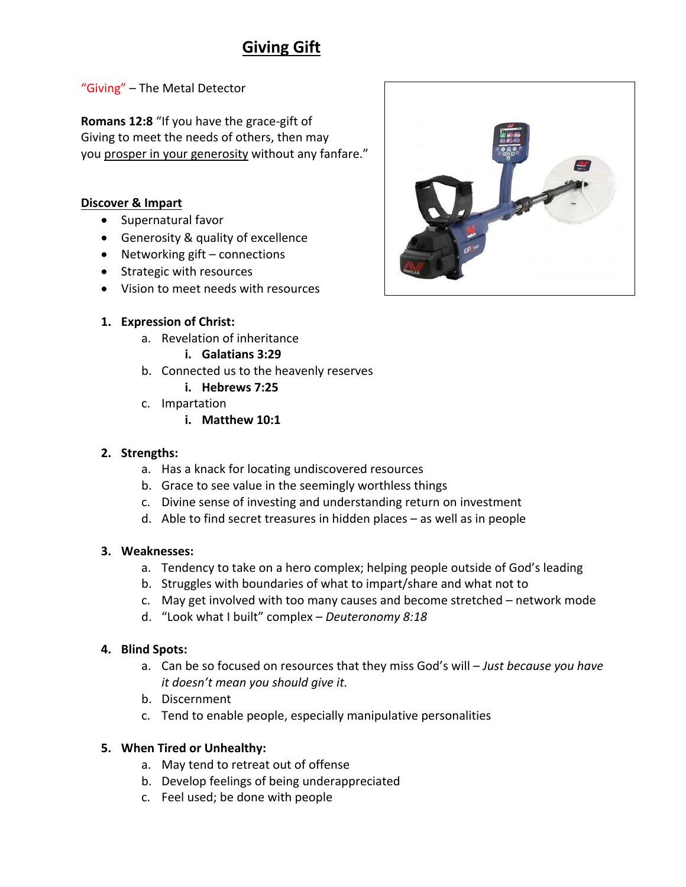# Giving Gift

"Giving" – The Metal Detector

**Romans 12:8** "If you have the grace-gift of Giving to meet the needs of others, then may you <u>prosper in your generosity</u> without any fanfare."

**<u>Discover & Impart</u>**

- Supernatural favor
- Generosity & quality of excellence
- Networking gift – connections
- Strategic with resources
- Vision to meet needs with resources

1. **Expression of Christ:**
    a. Revelation of inheritance
        i. **Galatians 3:29**
    b. Connected us to the heavenly reserves
        i. **Hebrews 7:25**
    c. Impartation
        i. **Matthew 10:1**

2. **Strengths:**
    a. Has a knack for locating undiscovered resources
    b. Grace to see value in the seemingly worthless things
    c. Divine sense of investing and understanding return on investment
    d. Able to find secret treasures in hidden places – as well as in people

3. **Weaknesses:**
    a. Tendency to take on a hero complex; helping people outside of God's leading
    b. Struggles with boundaries of what to impart/share and what not to
    c. May get involved with too many causes and become stretched – network mode
    d. "Look what I built" complex – *Deuteronomy 8:18*

4. **Blind Spots:**
    a. Can be so focused on resources that they miss God's will – *Just because you have it doesn't mean you should give it.*
    b. Discernment
    c. Tend to enable people, especially manipulative personalities

5. **When Tired or Unhealthy:**
    a. May tend to retreat out of offense
    b. Develop feelings of being underappreciated
    c. Feel used; be done with people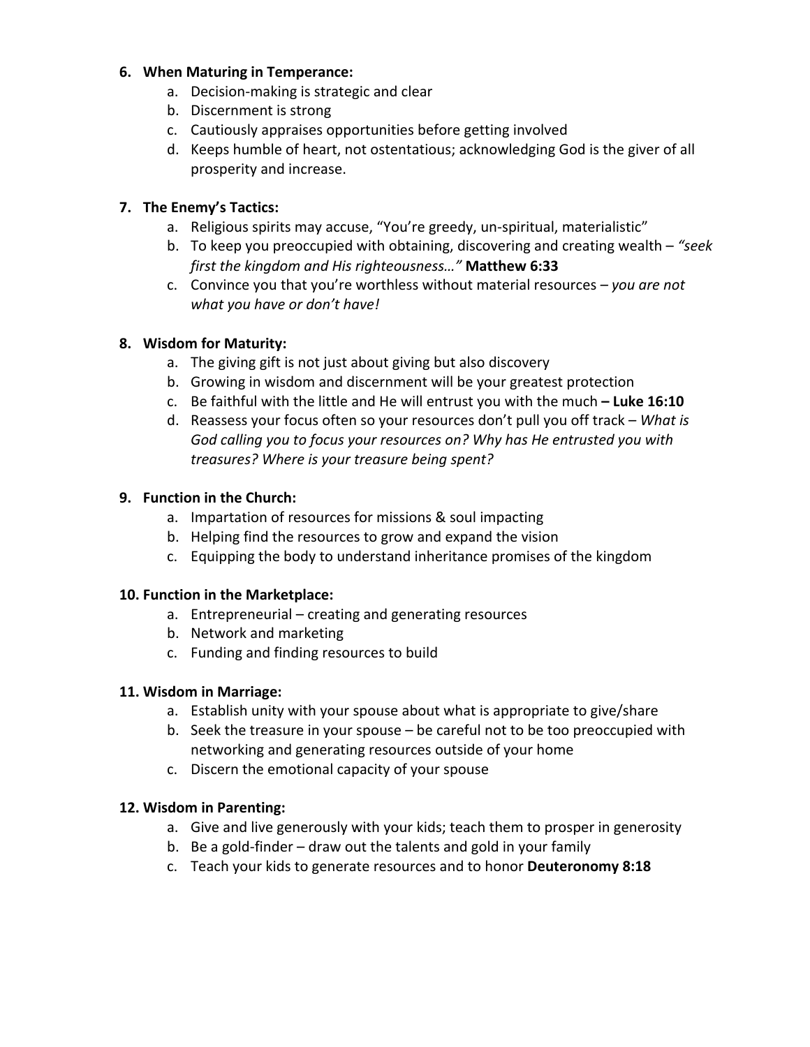6. **When Maturing in Temperance:**
    a. Decision-making is strategic and clear
    b. Discernment is strong
    c. Cautiously appraises opportunities before getting involved
    d. Keeps humble of heart, not ostentatious; acknowledging God is the giver of all prosperity and increase.

7. **The Enemy's Tactics:**
    a. Religious spirits may accuse, "You're greedy, un-spiritual, materialistic"
    b. To keep you preoccupied with obtaining, discovering and creating wealth – *"seek first the kingdom and His righteousness…"* **Matthew 6:33**
    c. Convince you that you're worthless without material resources – *you are not what you have or don't have!*

8. **Wisdom for Maturity:**
    a. The giving gift is not just about giving but also discovery
    b. Growing in wisdom and discernment will be your greatest protection
    c. Be faithful with the little and He will entrust you with the much **– Luke 16:10**
    d. Reassess your focus often so your resources don't pull you off track – *What is God calling you to focus your resources on? Why has He entrusted you with treasures? Where is your treasure being spent?*

9. **Function in the Church:**
    a. Impartation of resources for missions & soul impacting
    b. Helping find the resources to grow and expand the vision
    c. Equipping the body to understand inheritance promises of the kingdom

10. **Function in the Marketplace:**
    a. Entrepreneurial – creating and generating resources
    b. Network and marketing
    c. Funding and finding resources to build

11. **Wisdom in Marriage:**
    a. Establish unity with your spouse about what is appropriate to give/share
    b. Seek the treasure in your spouse – be careful not to be too preoccupied with networking and generating resources outside of your home
    c. Discern the emotional capacity of your spouse

12. **Wisdom in Parenting:**
    a. Give and live generously with your kids; teach them to prosper in generosity
    b. Be a gold-finder – draw out the talents and gold in your family
    c. Teach your kids to generate resources and to honor **Deuteronomy 8:18**